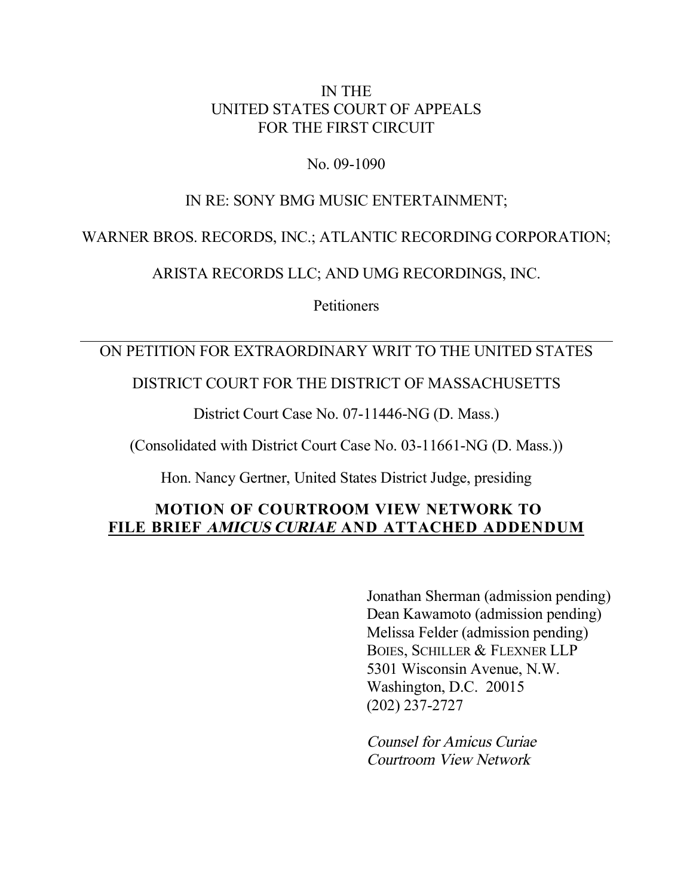IN THE
UNITED STATES COURT OF APPEALS
FOR THE FIRST CIRCUIT

No. 09-1090

IN RE: SONY BMG MUSIC ENTERTAINMENT;

WARNER BROS. RECORDS, INC.; ATLANTIC RECORDING CORPORATION;

ARISTA RECORDS LLC; AND UMG RECORDINGS, INC.

Petitioners

---

ON PETITION FOR EXTRAORDINARY WRIT TO THE UNITED STATES

DISTRICT COURT FOR THE DISTRICT OF MASSACHUSETTS

District Court Case No. 07-11446-NG (D. Mass.)

(Consolidated with District Court Case No. 03-11661-NG (D. Mass.))

Hon. Nancy Gertner, United States District Judge, presiding

**MOTION OF COURTROOM VIEW NETWORK TO FILE BRIEF *AMICUS CURIAE* AND ATTACHED ADDENDUM**

Jonathan Sherman (admission pending)
Dean Kawamoto (admission pending)
Melissa Felder (admission pending)
BOIES, SCHILLER & FLEXNER LLP
5301 Wisconsin Avenue, N.W.
Washington, D.C. 20015
(202) 237-2727

*Counsel for Amicus Curiae*
*Courtroom View Network*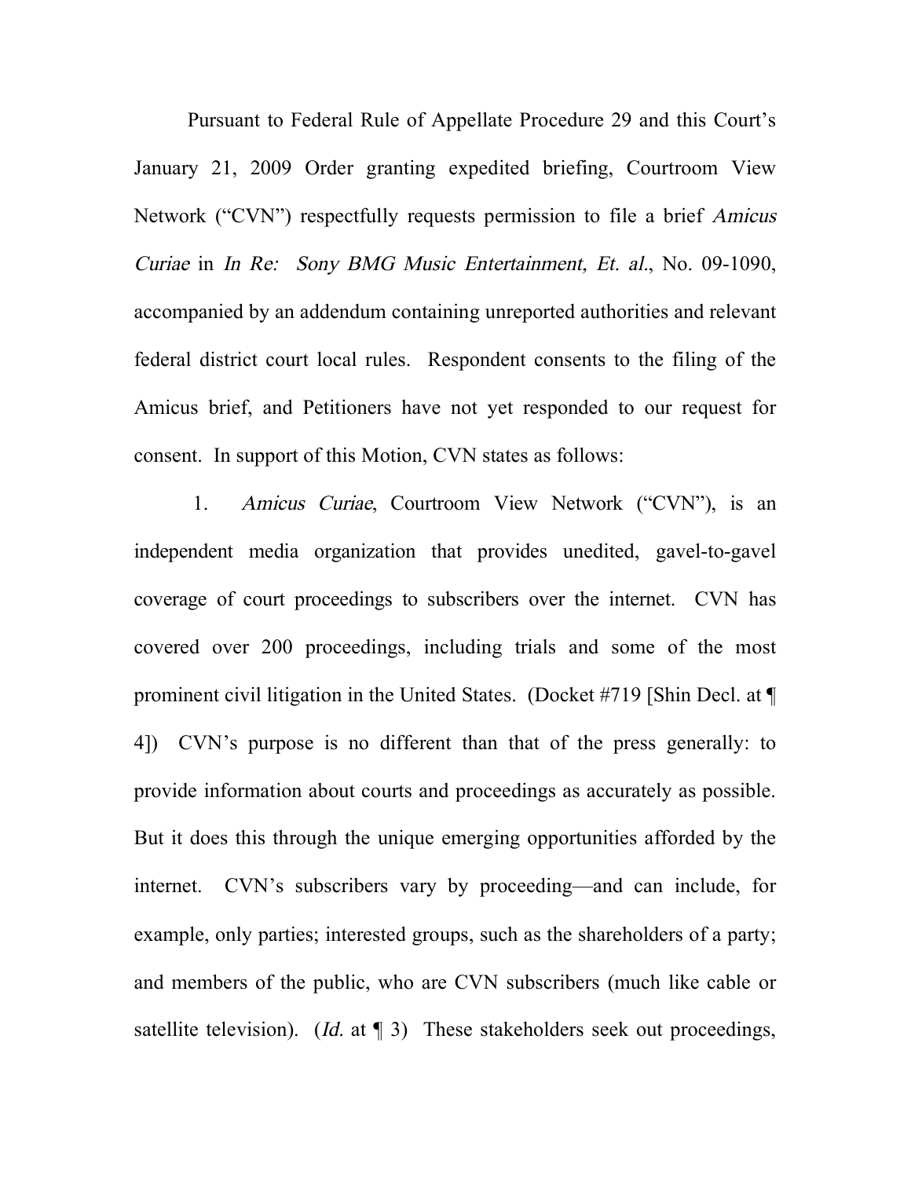Pursuant to Federal Rule of Appellate Procedure 29 and this Court's January 21, 2009 Order granting expedited briefing, Courtroom View Network ("CVN") respectfully requests permission to file a brief *Amicus Curiae* in *In Re: Sony BMG Music Entertainment, Et. al.*, No. 09-1090, accompanied by an addendum containing unreported authorities and relevant federal district court local rules. Respondent consents to the filing of the Amicus brief, and Petitioners have not yet responded to our request for consent. In support of this Motion, CVN states as follows:

1. *Amicus Curiae*, Courtroom View Network ("CVN"), is an independent media organization that provides unedited, gavel-to-gavel coverage of court proceedings to subscribers over the internet. CVN has covered over 200 proceedings, including trials and some of the most prominent civil litigation in the United States. (Docket #719 [Shin Decl. at ¶ 4]) CVN's purpose is no different than that of the press generally: to provide information about courts and proceedings as accurately as possible. But it does this through the unique emerging opportunities afforded by the internet. CVN's subscribers vary by proceeding—and can include, for example, only parties; interested groups, such as the shareholders of a party; and members of the public, who are CVN subscribers (much like cable or satellite television). (*Id.* at ¶ 3) These stakeholders seek out proceedings,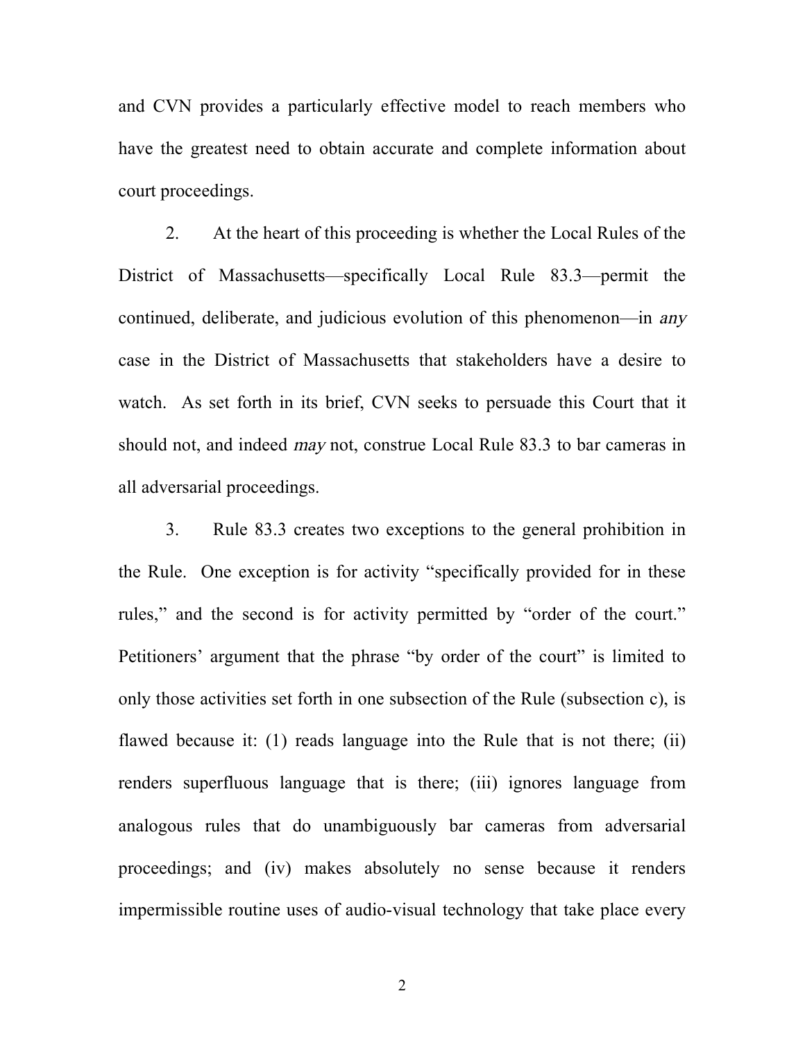and CVN provides a particularly effective model to reach members who have the greatest need to obtain accurate and complete information about court proceedings.

2. At the heart of this proceeding is whether the Local Rules of the District of Massachusetts—specifically Local Rule 83.3—permit the continued, deliberate, and judicious evolution of this phenomenon—in *any* case in the District of Massachusetts that stakeholders have a desire to watch. As set forth in its brief, CVN seeks to persuade this Court that it should not, and indeed *may* not, construe Local Rule 83.3 to bar cameras in all adversarial proceedings.

3. Rule 83.3 creates two exceptions to the general prohibition in the Rule. One exception is for activity "specifically provided for in these rules," and the second is for activity permitted by "order of the court." Petitioners' argument that the phrase "by order of the court" is limited to only those activities set forth in one subsection of the Rule (subsection c), is flawed because it: (1) reads language into the Rule that is not there; (ii) renders superfluous language that is there; (iii) ignores language from analogous rules that do unambiguously bar cameras from adversarial proceedings; and (iv) makes absolutely no sense because it renders impermissible routine uses of audio-visual technology that take place every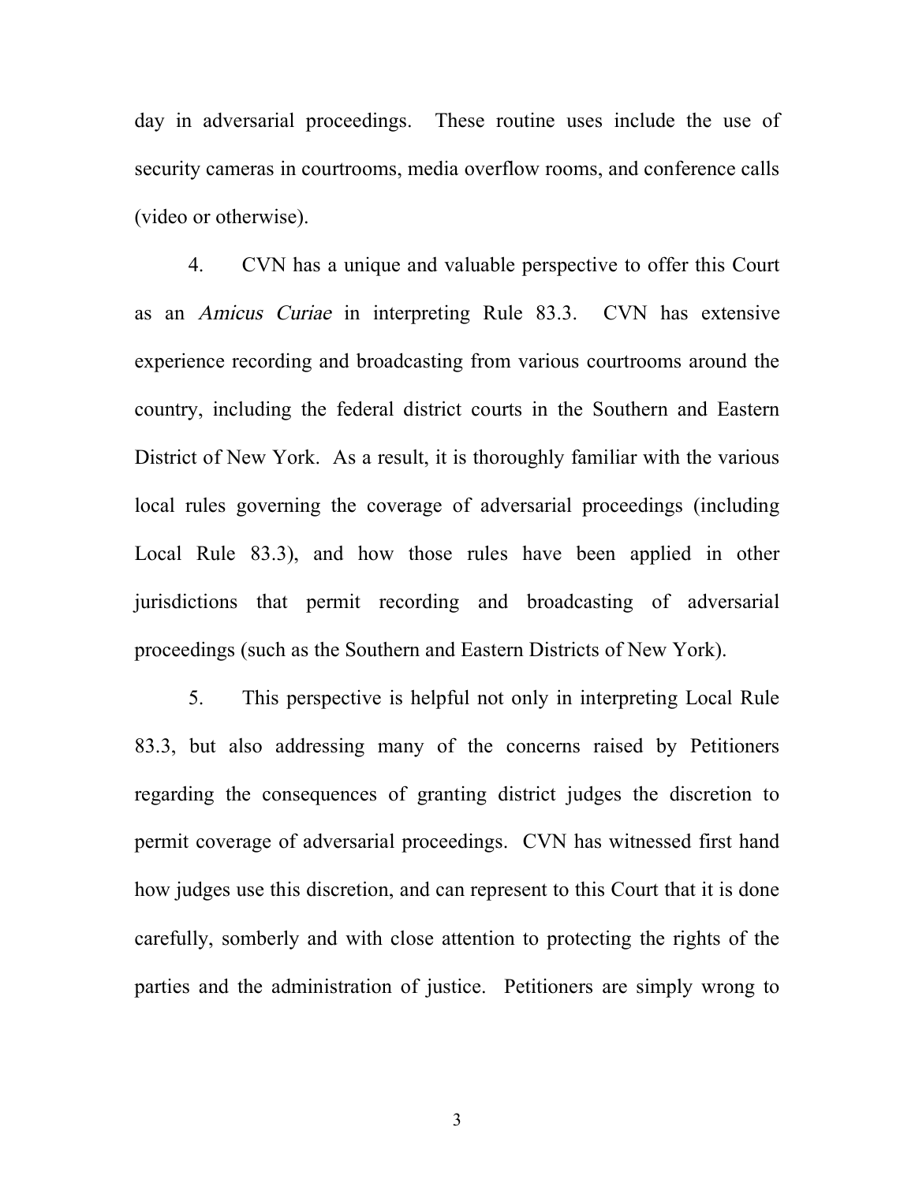day in adversarial proceedings. These routine uses include the use of security cameras in courtrooms, media overflow rooms, and conference calls (video or otherwise).

4. CVN has a unique and valuable perspective to offer this Court as an *Amicus Curiae* in interpreting Rule 83.3. CVN has extensive experience recording and broadcasting from various courtrooms around the country, including the federal district courts in the Southern and Eastern District of New York. As a result, it is thoroughly familiar with the various local rules governing the coverage of adversarial proceedings (including Local Rule 83.3), and how those rules have been applied in other jurisdictions that permit recording and broadcasting of adversarial proceedings (such as the Southern and Eastern Districts of New York).

5. This perspective is helpful not only in interpreting Local Rule 83.3, but also addressing many of the concerns raised by Petitioners regarding the consequences of granting district judges the discretion to permit coverage of adversarial proceedings. CVN has witnessed first hand how judges use this discretion, and can represent to this Court that it is done carefully, somberly and with close attention to protecting the rights of the parties and the administration of justice. Petitioners are simply wrong to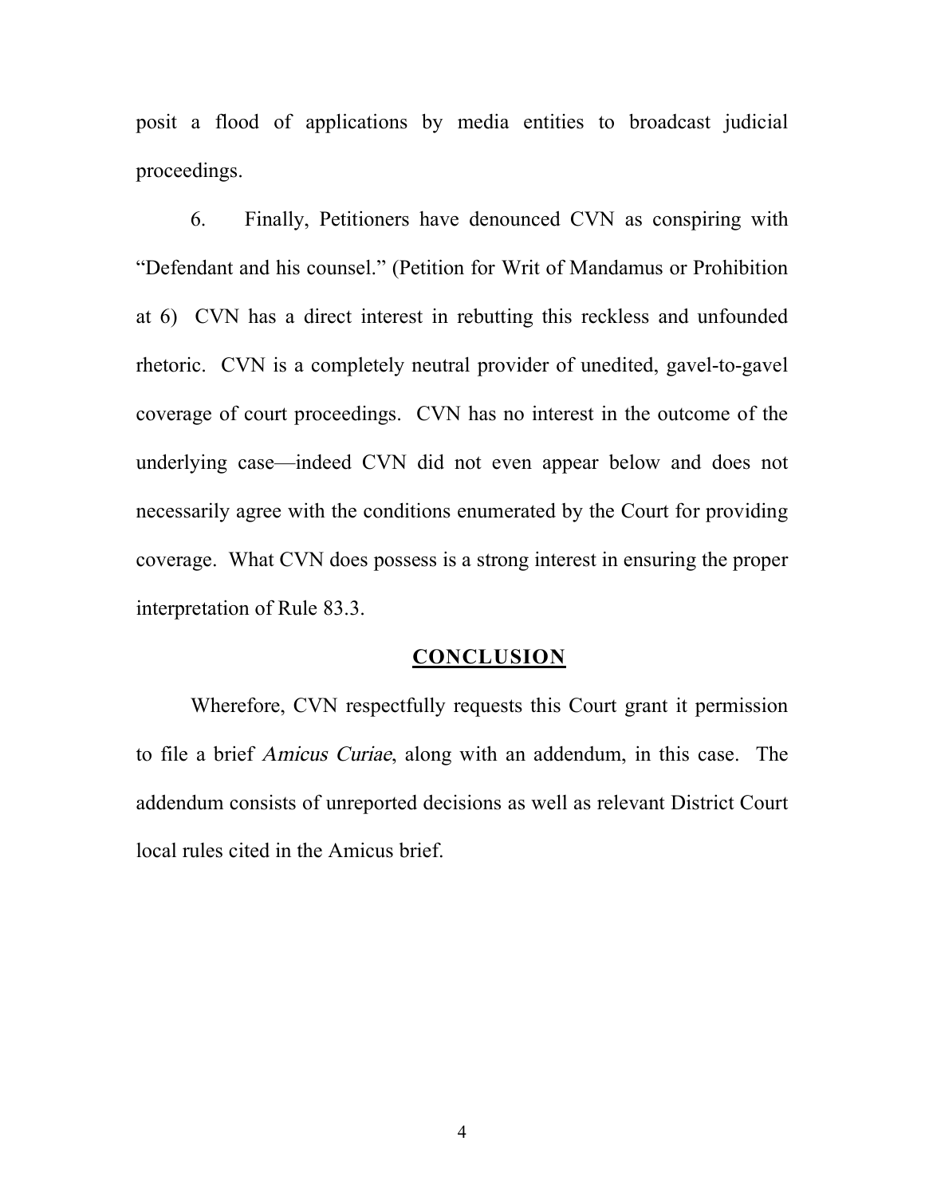posit a flood of applications by media entities to broadcast judicial proceedings.

6. Finally, Petitioners have denounced CVN as conspiring with "Defendant and his counsel." (Petition for Writ of Mandamus or Prohibition at 6) CVN has a direct interest in rebutting this reckless and unfounded rhetoric. CVN is a completely neutral provider of unedited, gavel-to-gavel coverage of court proceedings. CVN has no interest in the outcome of the underlying case—indeed CVN did not even appear below and does not necessarily agree with the conditions enumerated by the Court for providing coverage. What CVN does possess is a strong interest in ensuring the proper interpretation of Rule 83.3.

## CONCLUSION

Wherefore, CVN respectfully requests this Court grant it permission to file a brief *Amicus Curiae*, along with an addendum, in this case. The addendum consists of unreported decisions as well as relevant District Court local rules cited in the Amicus brief.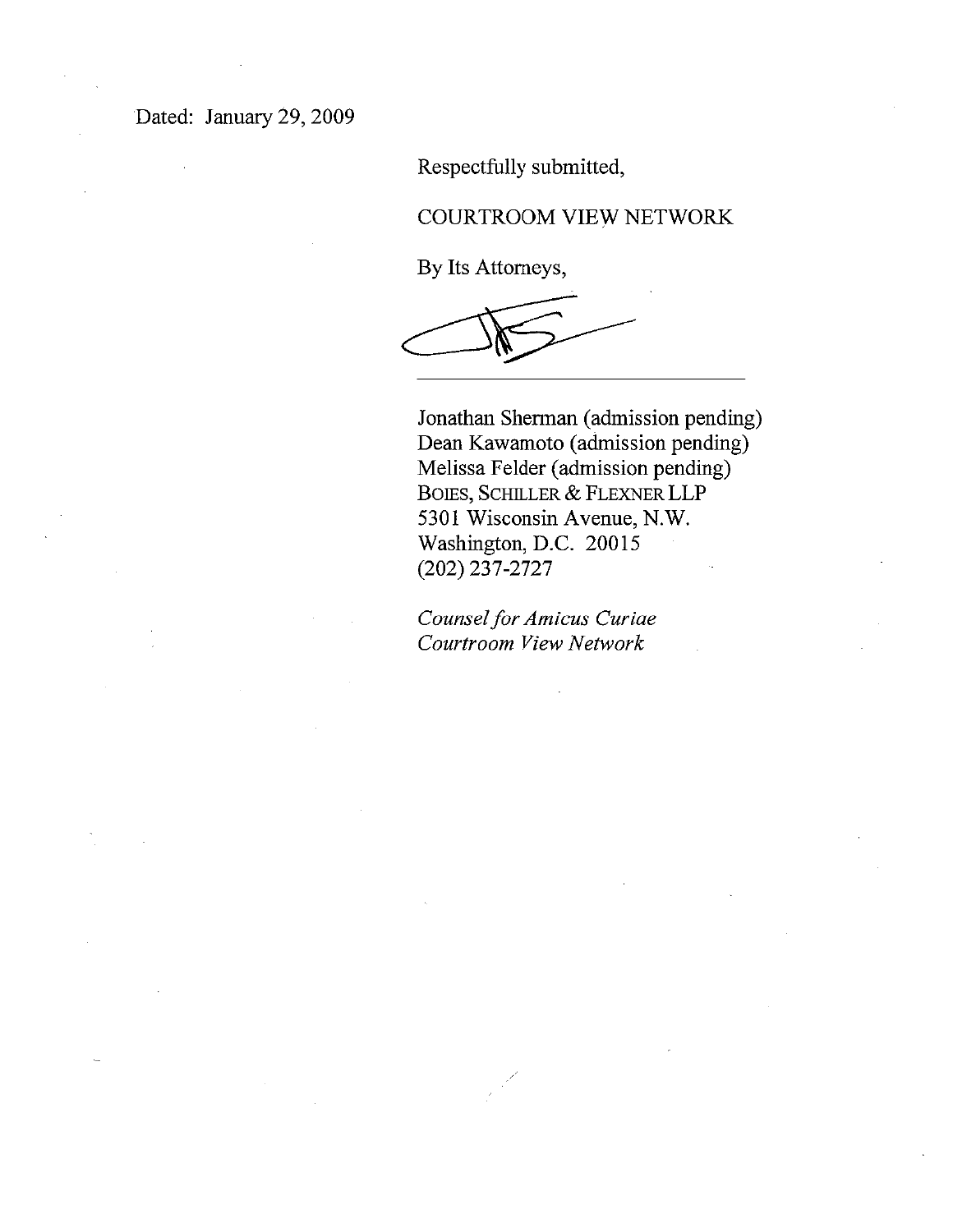Dated: January 29, 2009

Respectfully submitted,

COURTROOM VIEW NETWORK

By Its Attorneys,

\_\_\_\_\_\_\_\_\_\_\_\_\_\_\_\_\_\_\_\_\_\_\_\_\_\_\_\_\_\_\_\_

Jonathan Sherman (admission pending)
Dean Kawamoto (admission pending)
Melissa Felder (admission pending)
BOIES, SCHILLER & FLEXNER LLP
5301 Wisconsin Avenue, N.W.
Washington, D.C. 20015
(202) 237-2727

*Counsel for Amicus Curiae*
*Courtroom View Network*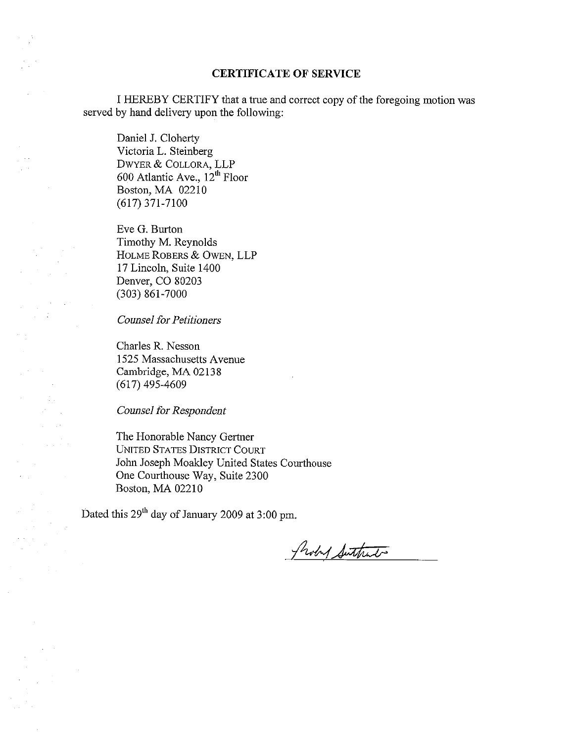**CERTIFICATE OF SERVICE**

I HEREBY CERTIFY that a true and correct copy of the foregoing motion was served by hand delivery upon the following:

Daniel J. Cloherty
Victoria L. Steinberg
DWYER & COLLORA, LLP
600 Atlantic Ave., 12th Floor
Boston, MA 02210
(617) 371-7100

Eve G. Burton
Timothy M. Reynolds
HOLME ROBERS & OWEN, LLP
17 Lincoln, Suite 1400
Denver, CO 80203
(303) 861-7000

*Counsel for Petitioners*

Charles R. Nesson
1525 Massachusetts Avenue
Cambridge, MA 02138
(617) 495-4609

*Counsel for Respondent*

The Honorable Nancy Gertner
UNITED STATES DISTRICT COURT
John Joseph Moakley United States Courthouse
One Courthouse Way, Suite 2300
Boston, MA 02210

Dated this 29th day of January 2009 at 3:00 pm.

Robert Sutherland